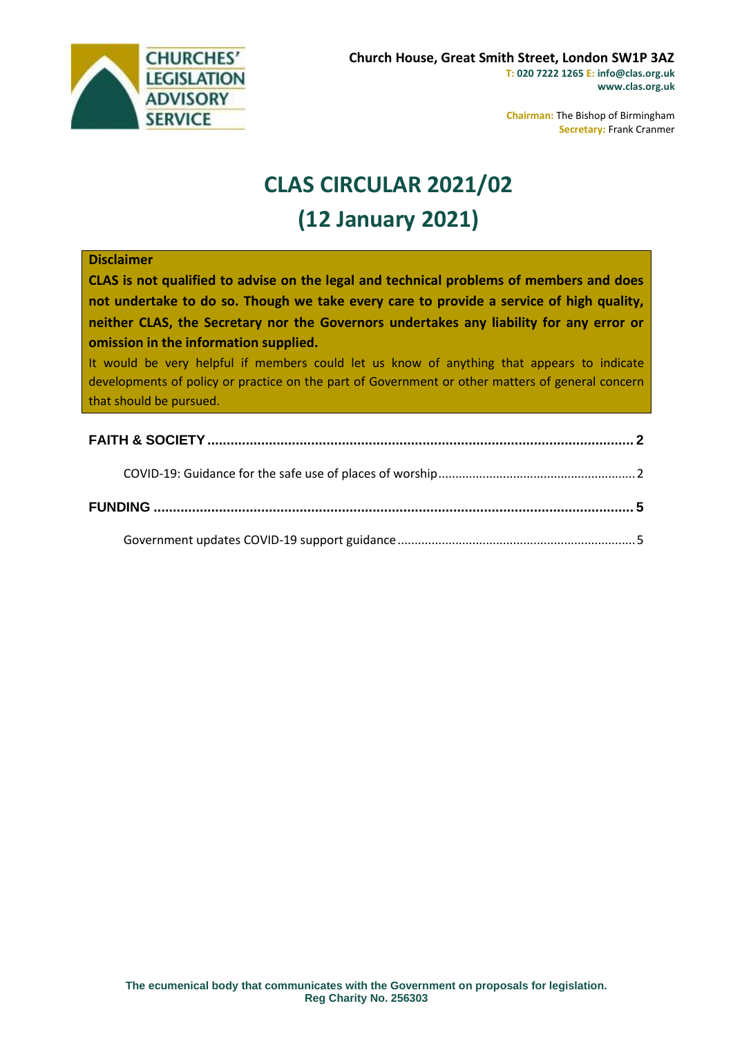**CHURCHES' LEGISLATION ADVISORY SERVICE**

**Church House, Great Smith Street, London SW1P 3AZ**
**T: 020 7222 1265 E: info@clas.org.uk**
**www.clas.org.uk**

**Chairman:** The Bishop of Birmingham
**Secretary:** Frank Cranmer

# CLAS CIRCULAR 2021/02
# (12 January 2021)

**Disclaimer**

**CLAS is not qualified to advise on the legal and technical problems of members and does not undertake to do so. Though we take every care to provide a service of high quality, neither CLAS, the Secretary nor the Governors undertakes any liability for any error or omission in the information supplied.**

It would be very helpful if members could let us know of anything that appears to indicate developments of policy or practice on the part of Government or other matters of general concern that should be pursued.

**FAITH & SOCIETY** .......... 2

COVID-19: Guidance for the safe use of places of worship .......... 2

**FUNDING** .......... 5

Government updates COVID-19 support guidance .......... 5

**The ecumenical body that communicates with the Government on proposals for legislation.**
**Reg Charity No. 256303**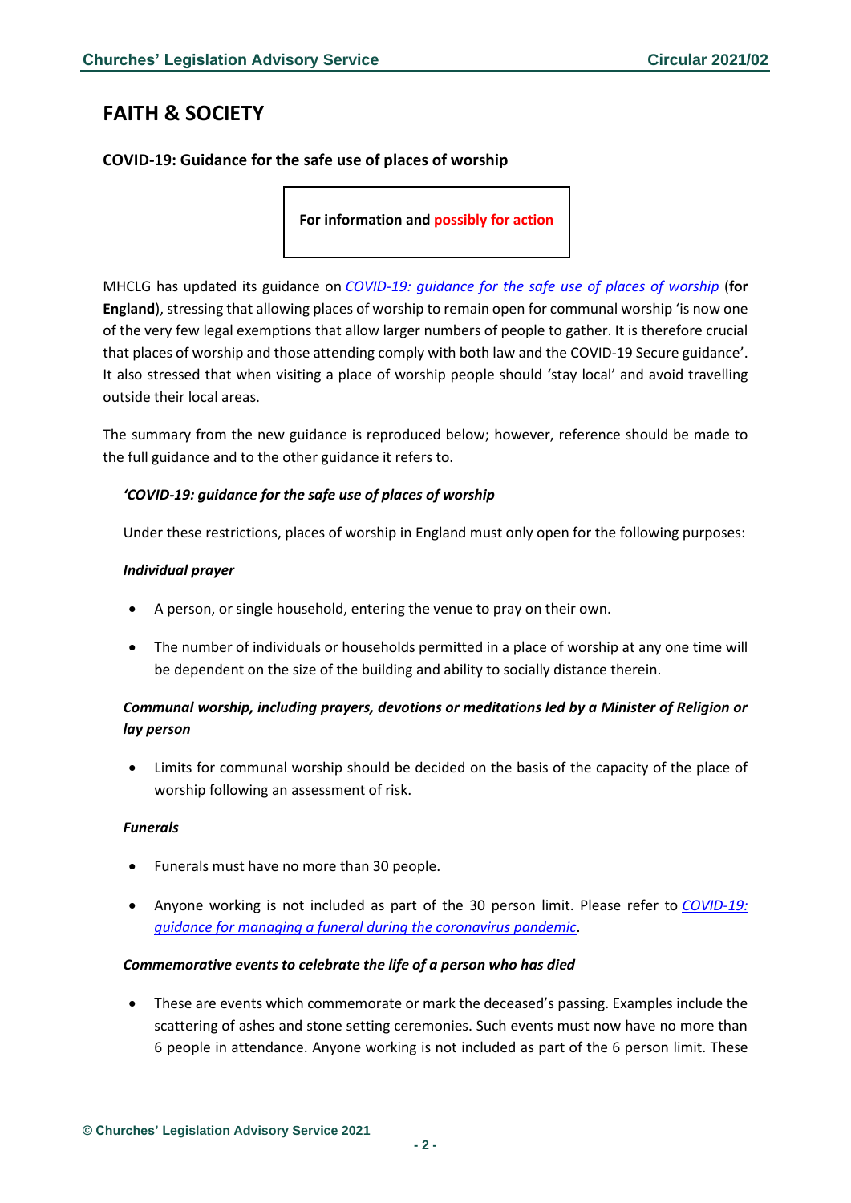# FAITH & SOCIETY

## COVID-19: Guidance for the safe use of places of worship

**For information and possibly for action**

MHCLG has updated its guidance on *COVID-19: guidance for the safe use of places of worship* (**for England**), stressing that allowing places of worship to remain open for communal worship 'is now one of the very few legal exemptions that allow larger numbers of people to gather. It is therefore crucial that places of worship and those attending comply with both law and the COVID-19 Secure guidance'. It also stressed that when visiting a place of worship people should 'stay local' and avoid travelling outside their local areas.

The summary from the new guidance is reproduced below; however, reference should be made to the full guidance and to the other guidance it refers to.

> ***'COVID-19: guidance for the safe use of places of worship***
>
> Under these restrictions, places of worship in England must only open for the following purposes:
>
> ***Individual prayer***
>
> - A person, or single household, entering the venue to pray on their own.
> - The number of individuals or households permitted in a place of worship at any one time will be dependent on the size of the building and ability to socially distance therein.
>
> ***Communal worship, including prayers, devotions or meditations led by a Minister of Religion or lay person***
>
> - Limits for communal worship should be decided on the basis of the capacity of the place of worship following an assessment of risk.
>
> ***Funerals***
>
> - Funerals must have no more than 30 people.
> - Anyone working is not included as part of the 30 person limit. Please refer to *COVID-19: guidance for managing a funeral during the coronavirus pandemic*.
>
> ***Commemorative events to celebrate the life of a person who has died***
>
> - These are events which commemorate or mark the deceased's passing. Examples include the scattering of ashes and stone setting ceremonies. Such events must now have no more than 6 people in attendance. Anyone working is not included as part of the 6 person limit. These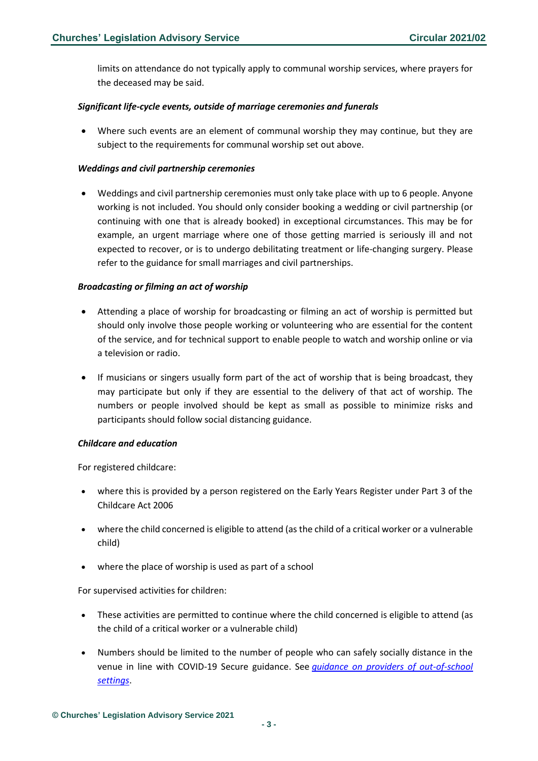limits on attendance do not typically apply to communal worship services, where prayers for the deceased may be said.

***Significant life-cycle events, outside of marriage ceremonies and funerals***

- Where such events are an element of communal worship they may continue, but they are subject to the requirements for communal worship set out above.

***Weddings and civil partnership ceremonies***

- Weddings and civil partnership ceremonies must only take place with up to 6 people. Anyone working is not included. You should only consider booking a wedding or civil partnership (or continuing with one that is already booked) in exceptional circumstances. This may be for example, an urgent marriage where one of those getting married is seriously ill and not expected to recover, or is to undergo debilitating treatment or life-changing surgery. Please refer to the guidance for small marriages and civil partnerships.

***Broadcasting or filming an act of worship***

- Attending a place of worship for broadcasting or filming an act of worship is permitted but should only involve those people working or volunteering who are essential for the content of the service, and for technical support to enable people to watch and worship online or via a television or radio.
- If musicians or singers usually form part of the act of worship that is being broadcast, they may participate but only if they are essential to the delivery of that act of worship. The numbers or people involved should be kept as small as possible to minimize risks and participants should follow social distancing guidance.

***Childcare and education***

For registered childcare:

- where this is provided by a person registered on the Early Years Register under Part 3 of the Childcare Act 2006
- where the child concerned is eligible to attend (as the child of a critical worker or a vulnerable child)
- where the place of worship is used as part of a school

For supervised activities for children:

- These activities are permitted to continue where the child concerned is eligible to attend (as the child of a critical worker or a vulnerable child)
- Numbers should be limited to the number of people who can safely socially distance in the venue in line with COVID-19 Secure guidance. See *guidance on providers of out-of-school settings*.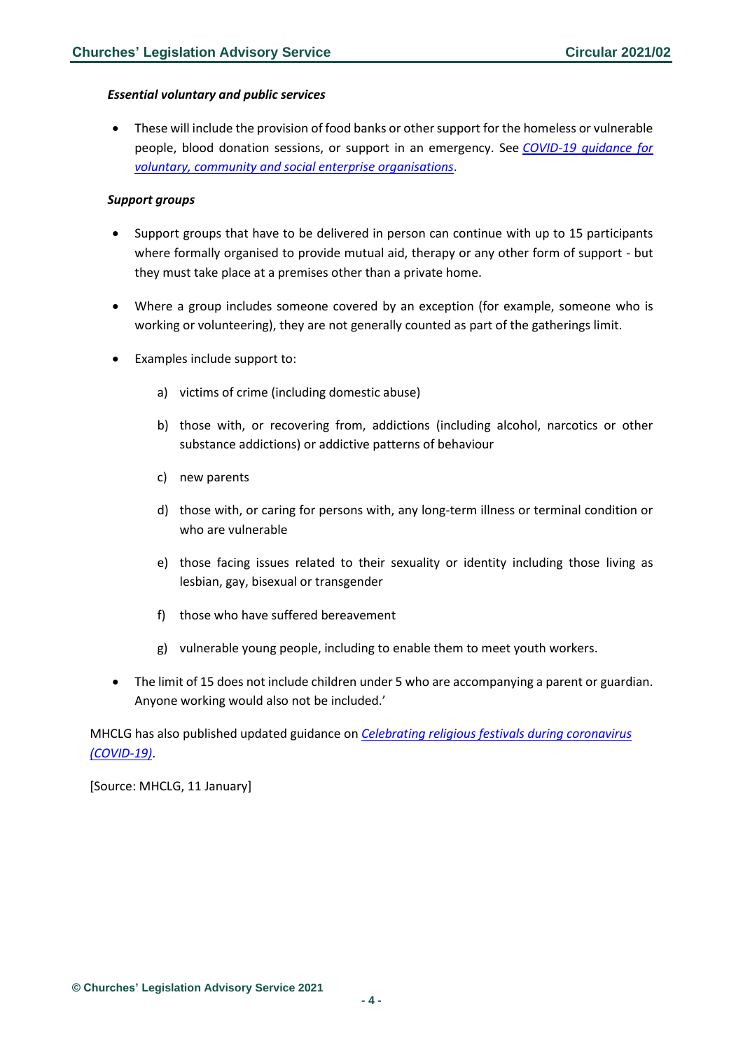***Essential voluntary and public services***

- These will include the provision of food banks or other support for the homeless or vulnerable people, blood donation sessions, or support in an emergency. See *COVID-19 guidance for voluntary, community and social enterprise organisations*.

***Support groups***

- Support groups that have to be delivered in person can continue with up to 15 participants where formally organised to provide mutual aid, therapy or any other form of support - but they must take place at a premises other than a private home.

- Where a group includes someone covered by an exception (for example, someone who is working or volunteering), they are not generally counted as part of the gatherings limit.

- Examples include support to:

  a) victims of crime (including domestic abuse)

  b) those with, or recovering from, addictions (including alcohol, narcotics or other substance addictions) or addictive patterns of behaviour

  c) new parents

  d) those with, or caring for persons with, any long-term illness or terminal condition or who are vulnerable

  e) those facing issues related to their sexuality or identity including those living as lesbian, gay, bisexual or transgender

  f) those who have suffered bereavement

  g) vulnerable young people, including to enable them to meet youth workers.

- The limit of 15 does not include children under 5 who are accompanying a parent or guardian. Anyone working would also not be included.'

MHCLG has also published updated guidance on *Celebrating religious festivals during coronavirus (COVID-19)*.

[Source: MHCLG, 11 January]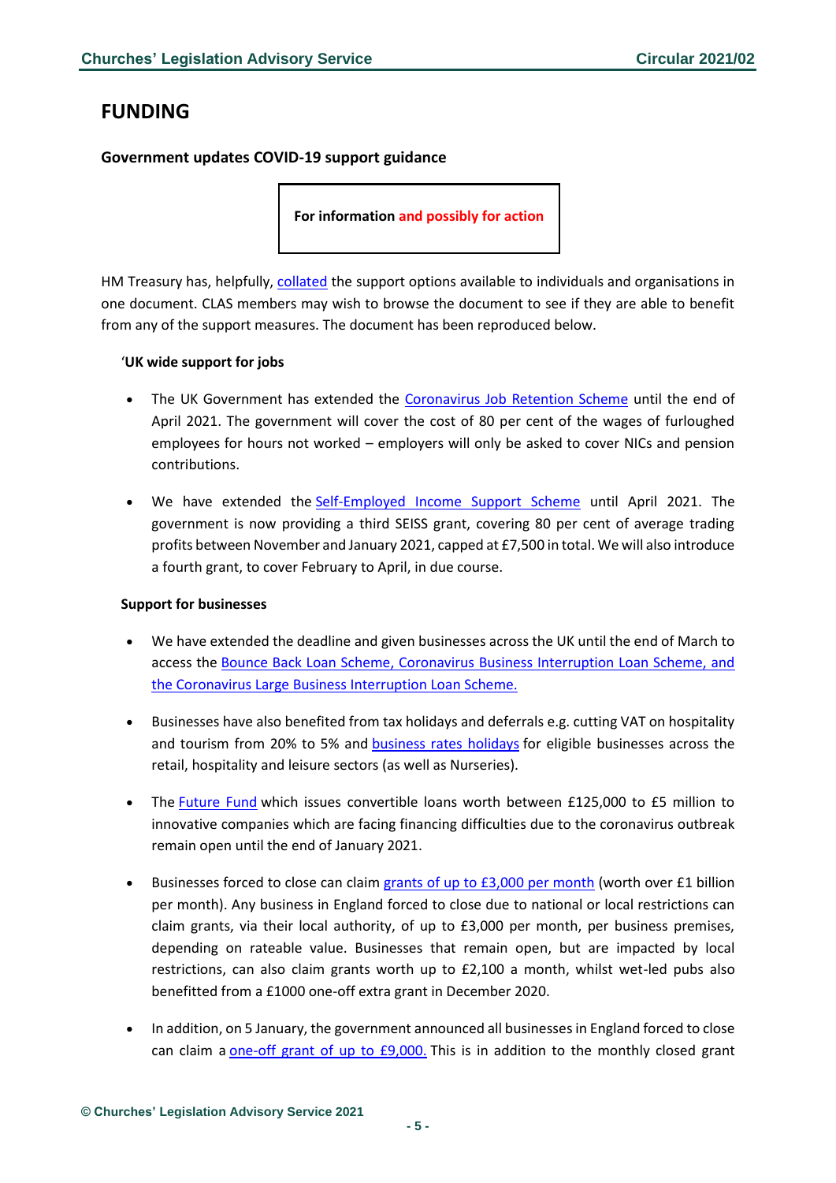# FUNDING

### Government updates COVID-19 support guidance

**For information and possibly for action**

HM Treasury has, helpfully, collated the support options available to individuals and organisations in one document. CLAS members may wish to browse the document to see if they are able to benefit from any of the support measures. The document has been reproduced below.

'**UK wide support for jobs**

- The UK Government has extended the Coronavirus Job Retention Scheme until the end of April 2021. The government will cover the cost of 80 per cent of the wages of furloughed employees for hours not worked – employers will only be asked to cover NICs and pension contributions.

- We have extended the Self-Employed Income Support Scheme until April 2021. The government is now providing a third SEISS grant, covering 80 per cent of average trading profits between November and January 2021, capped at £7,500 in total. We will also introduce a fourth grant, to cover February to April, in due course.

**Support for businesses**

- We have extended the deadline and given businesses across the UK until the end of March to access the Bounce Back Loan Scheme, Coronavirus Business Interruption Loan Scheme, and the Coronavirus Large Business Interruption Loan Scheme.

- Businesses have also benefited from tax holidays and deferrals e.g. cutting VAT on hospitality and tourism from 20% to 5% and business rates holidays for eligible businesses across the retail, hospitality and leisure sectors (as well as Nurseries).

- The Future Fund which issues convertible loans worth between £125,000 to £5 million to innovative companies which are facing financing difficulties due to the coronavirus outbreak remain open until the end of January 2021.

- Businesses forced to close can claim grants of up to £3,000 per month (worth over £1 billion per month). Any business in England forced to close due to national or local restrictions can claim grants, via their local authority, of up to £3,000 per month, per business premises, depending on rateable value. Businesses that remain open, but are impacted by local restrictions, can also claim grants worth up to £2,100 a month, whilst wet-led pubs also benefitted from a £1000 one-off extra grant in December 2020.

- In addition, on 5 January, the government announced all businesses in England forced to close can claim a one-off grant of up to £9,000. This is in addition to the monthly closed grant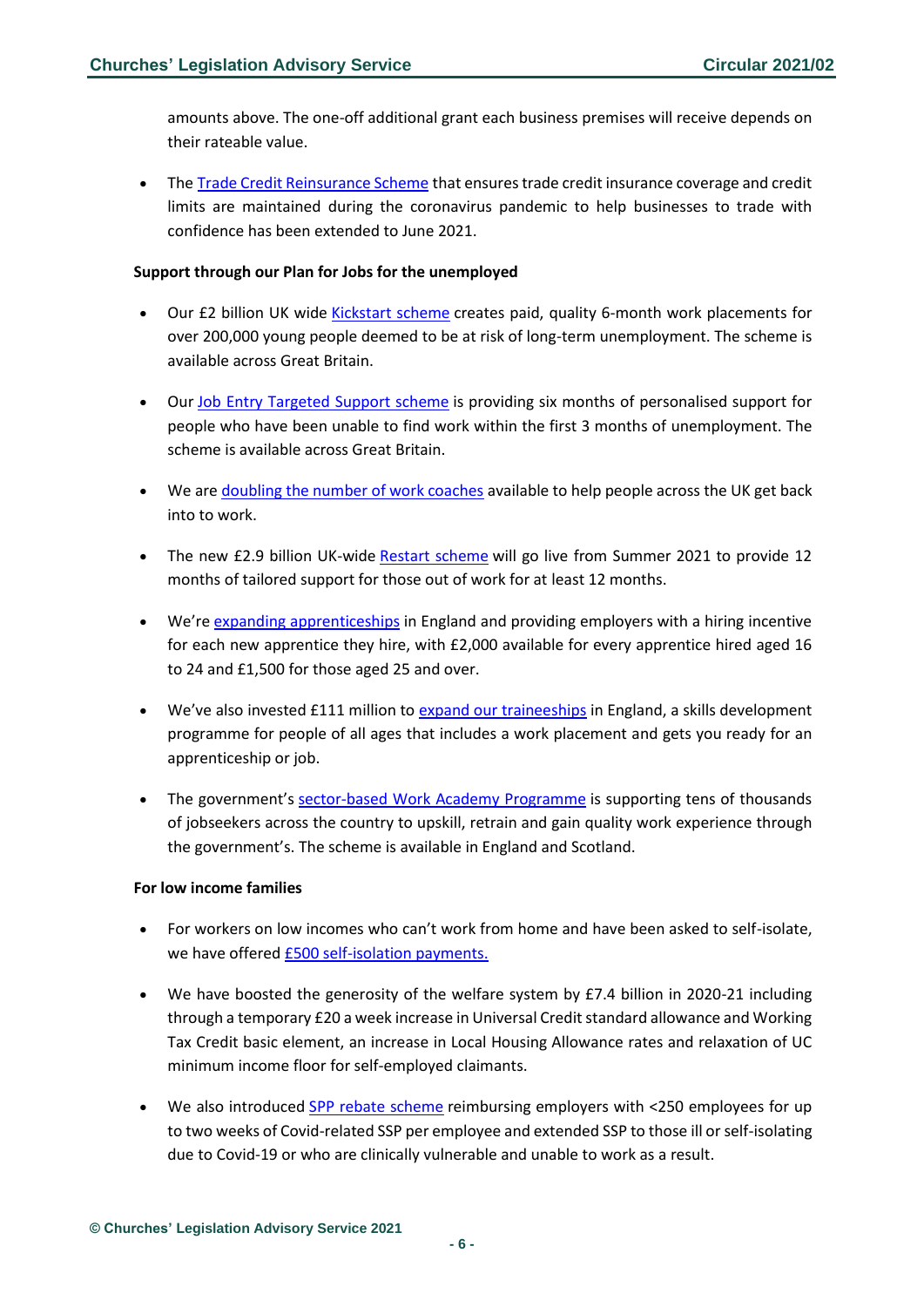amounts above. The one-off additional grant each business premises will receive depends on their rateable value.

- The Trade Credit Reinsurance Scheme that ensures trade credit insurance coverage and credit limits are maintained during the coronavirus pandemic to help businesses to trade with confidence has been extended to June 2021.

**Support through our Plan for Jobs for the unemployed**

- Our £2 billion UK wide Kickstart scheme creates paid, quality 6-month work placements for over 200,000 young people deemed to be at risk of long-term unemployment. The scheme is available across Great Britain.
- Our Job Entry Targeted Support scheme is providing six months of personalised support for people who have been unable to find work within the first 3 months of unemployment. The scheme is available across Great Britain.
- We are doubling the number of work coaches available to help people across the UK get back into to work.
- The new £2.9 billion UK-wide Restart scheme will go live from Summer 2021 to provide 12 months of tailored support for those out of work for at least 12 months.
- We're expanding apprenticeships in England and providing employers with a hiring incentive for each new apprentice they hire, with £2,000 available for every apprentice hired aged 16 to 24 and £1,500 for those aged 25 and over.
- We've also invested £111 million to expand our traineeships in England, a skills development programme for people of all ages that includes a work placement and gets you ready for an apprenticeship or job.
- The government's sector-based Work Academy Programme is supporting tens of thousands of jobseekers across the country to upskill, retrain and gain quality work experience through the government's. The scheme is available in England and Scotland.

**For low income families**

- For workers on low incomes who can't work from home and have been asked to self-isolate, we have offered £500 self-isolation payments.
- We have boosted the generosity of the welfare system by £7.4 billion in 2020-21 including through a temporary £20 a week increase in Universal Credit standard allowance and Working Tax Credit basic element, an increase in Local Housing Allowance rates and relaxation of UC minimum income floor for self-employed claimants.
- We also introduced SPP rebate scheme reimbursing employers with <250 employees for up to two weeks of Covid-related SSP per employee and extended SSP to those ill or self-isolating due to Covid-19 or who are clinically vulnerable and unable to work as a result.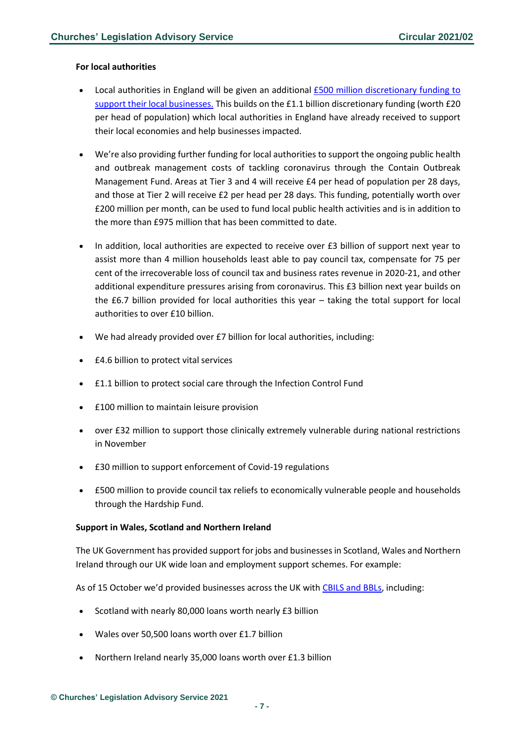**For local authorities**

- Local authorities in England will be given an additional [£500 million discretionary funding to support their local businesses.](#) This builds on the £1.1 billion discretionary funding (worth £20 per head of population) which local authorities in England have already received to support their local economies and help businesses impacted.
- We're also providing further funding for local authorities to support the ongoing public health and outbreak management costs of tackling coronavirus through the Contain Outbreak Management Fund. Areas at Tier 3 and 4 will receive £4 per head of population per 28 days, and those at Tier 2 will receive £2 per head per 28 days. This funding, potentially worth over £200 million per month, can be used to fund local public health activities and is in addition to the more than £975 million that has been committed to date.
- In addition, local authorities are expected to receive over £3 billion of support next year to assist more than 4 million households least able to pay council tax, compensate for 75 per cent of the irrecoverable loss of council tax and business rates revenue in 2020-21, and other additional expenditure pressures arising from coronavirus. This £3 billion next year builds on the £6.7 billion provided for local authorities this year – taking the total support for local authorities to over £10 billion.
- We had already provided over £7 billion for local authorities, including:
- £4.6 billion to protect vital services
- £1.1 billion to protect social care through the Infection Control Fund
- £100 million to maintain leisure provision
- over £32 million to support those clinically extremely vulnerable during national restrictions in November
- £30 million to support enforcement of Covid-19 regulations
- £500 million to provide council tax reliefs to economically vulnerable people and households through the Hardship Fund.

**Support in Wales, Scotland and Northern Ireland**

The UK Government has provided support for jobs and businesses in Scotland, Wales and Northern Ireland through our UK wide loan and employment support schemes. For example:

As of 15 October we'd provided businesses across the UK with [CBILS and BBLs](#), including:

- Scotland with nearly 80,000 loans worth nearly £3 billion
- Wales over 50,500 loans worth over £1.7 billion
- Northern Ireland nearly 35,000 loans worth over £1.3 billion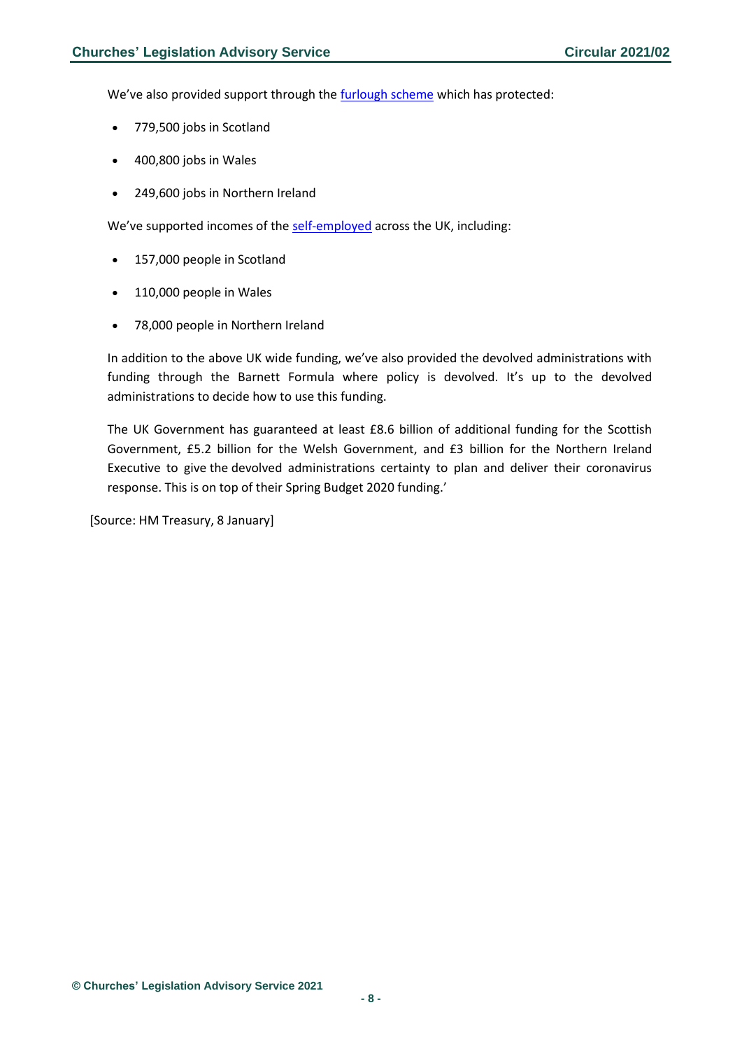We've also provided support through the furlough scheme which has protected:

- 779,500 jobs in Scotland
- 400,800 jobs in Wales
- 249,600 jobs in Northern Ireland

We've supported incomes of the self-employed across the UK, including:

- 157,000 people in Scotland
- 110,000 people in Wales
- 78,000 people in Northern Ireland

In addition to the above UK wide funding, we've also provided the devolved administrations with funding through the Barnett Formula where policy is devolved. It's up to the devolved administrations to decide how to use this funding.

The UK Government has guaranteed at least £8.6 billion of additional funding for the Scottish Government, £5.2 billion for the Welsh Government, and £3 billion for the Northern Ireland Executive to give the devolved administrations certainty to plan and deliver their coronavirus response. This is on top of their Spring Budget 2020 funding.'

[Source: HM Treasury, 8 January]